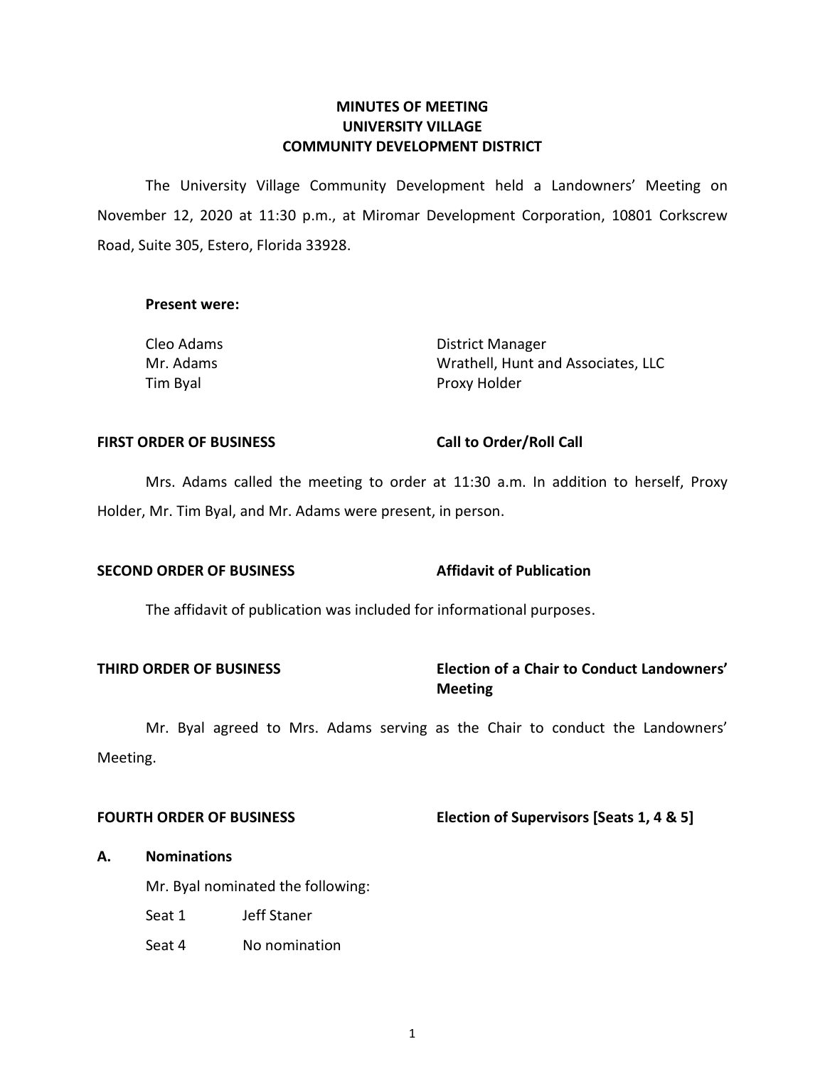# MINUTES OF MEETING
# UNIVERSITY VILLAGE
# COMMUNITY DEVELOPMENT DISTRICT

The University Village Community Development held a Landowners' Meeting on November 12, 2020 at 11:30 p.m., at Miromar Development Corporation, 10801 Corkscrew Road, Suite 305, Estero, Florida 33928.

**Present were:**

| | |
|---|---|
| Cleo Adams | District Manager |
| Mr. Adams | Wrathell, Hunt and Associates, LLC |
| Tim Byal | Proxy Holder |

**FIRST ORDER OF BUSINESS** **Call to Order/Roll Call**

Mrs. Adams called the meeting to order at 11:30 a.m. In addition to herself, Proxy Holder, Mr. Tim Byal, and Mr. Adams were present, in person.

**SECOND ORDER OF BUSINESS** **Affidavit of Publication**

The affidavit of publication was included for informational purposes.

**THIRD ORDER OF BUSINESS** **Election of a Chair to Conduct Landowners' Meeting**

Mr. Byal agreed to Mrs. Adams serving as the Chair to conduct the Landowners' Meeting.

**FOURTH ORDER OF BUSINESS** **Election of Supervisors [Seats 1, 4 & 5]**

**A. Nominations**

Mr. Byal nominated the following:

Seat 1 Jeff Staner

Seat 4 No nomination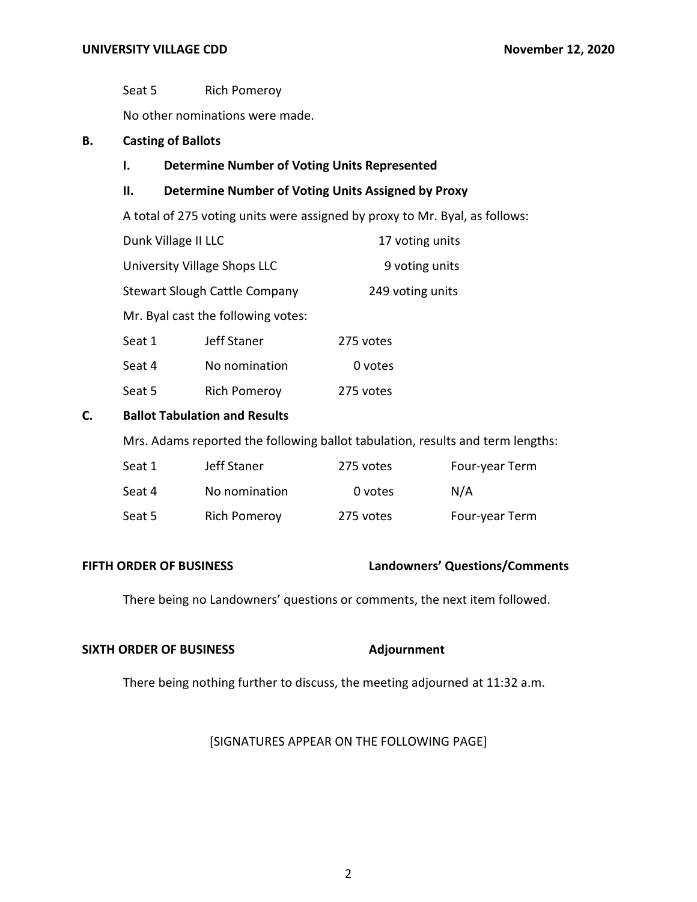| | |
|---|---|
| Seat 5 | Rich Pomeroy |

No other nominations were made.

**B. Casting of Ballots**

**I. Determine Number of Voting Units Represented**

**II. Determine Number of Voting Units Assigned by Proxy**

A total of 275 voting units were assigned by proxy to Mr. Byal, as follows:

| | |
|---|---|
| Dunk Village II LLC | 17 voting units |
| University Village Shops LLC | 9 voting units |
| Stewart Slough Cattle Company | 249 voting units |

Mr. Byal cast the following votes:

| | | |
|---|---|---|
| Seat 1 | Jeff Staner | 275 votes |
| Seat 4 | No nomination | 0 votes |
| Seat 5 | Rich Pomeroy | 275 votes |

**C. Ballot Tabulation and Results**

Mrs. Adams reported the following ballot tabulation, results and term lengths:

| | | | |
|---|---|---|---|
| Seat 1 | Jeff Staner | 275 votes | Four-year Term |
| Seat 4 | No nomination | 0 votes | N/A |
| Seat 5 | Rich Pomeroy | 275 votes | Four-year Term |

**FIFTH ORDER OF BUSINESS** **Landowners' Questions/Comments**

There being no Landowners' questions or comments, the next item followed.

**SIXTH ORDER OF BUSINESS** **Adjournment**

There being nothing further to discuss, the meeting adjourned at 11:32 a.m.

[SIGNATURES APPEAR ON THE FOLLOWING PAGE]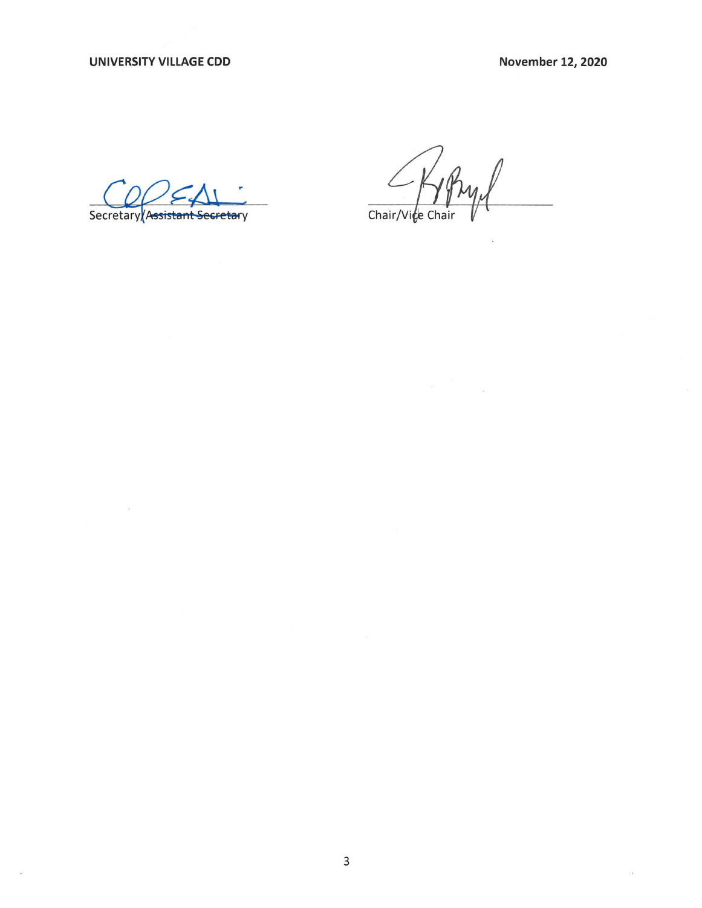___________________________
Secretary/~~Assistant Secretary~~

___________________________
Chair/Vice Chair